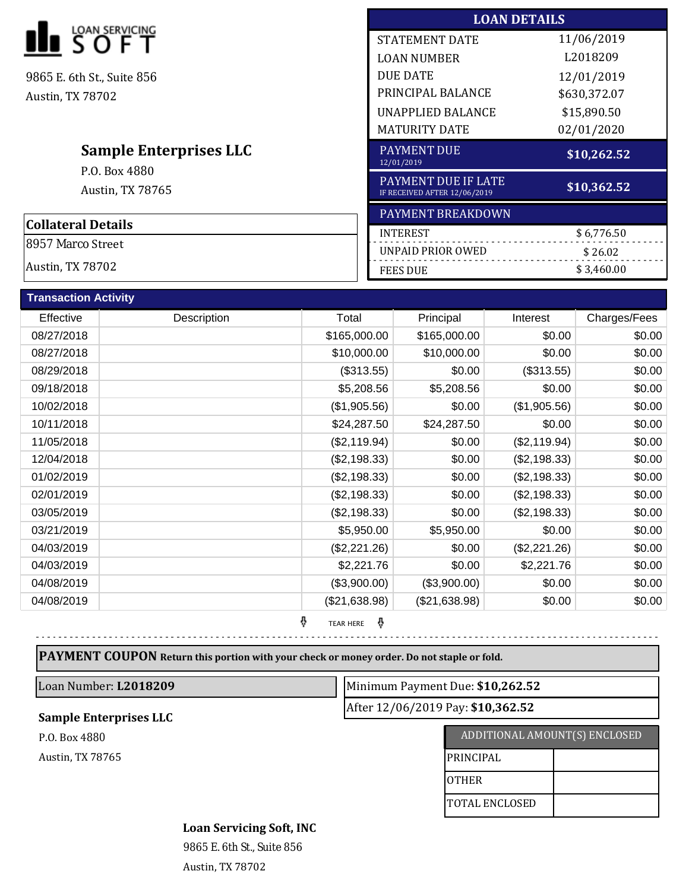LOAN SERVICING SOFT

9865 E. 6th St., Suite 856
Austin, TX 78702

**Sample Enterprises LLC**
P.O. Box 4880
Austin, TX 78765

| **Collateral Details** |
|---|
| 8957 Marco Street |
| Austin, TX 78702 |

## LOAN DETAILS

| | |
|---|---|
| STATEMENT DATE | 11/06/2019 |
| LOAN NUMBER | L2018209 |
| DUE DATE | 12/01/2019 |
| PRINCIPAL BALANCE | $630,372.07 |
| UNAPPLIED BALANCE | $15,890.50 |
| MATURITY DATE | 02/01/2020 |
| PAYMENT DUE 12/01/2019 | **$10,262.52** |
| PAYMENT DUE IF LATE IF RECEIVED AFTER 12/06/2019 | **$10,362.52** |

| PAYMENT BREAKDOWN | |
|---|---|
| INTEREST | $ 6,776.50 |
| UNPAID PRIOR OWED | $ 26.02 |
| FEES DUE | $ 3,460.00 |

## Transaction Activity

| Effective | Description | Total | Principal | Interest | Charges/Fees |
|---|---|---|---|---|---|
| 08/27/2018 | | $165,000.00 | $165,000.00 | $0.00 | $0.00 |
| 08/27/2018 | | $10,000.00 | $10,000.00 | $0.00 | $0.00 |
| 08/29/2018 | | ($313.55) | $0.00 | ($313.55) | $0.00 |
| 09/18/2018 | | $5,208.56 | $5,208.56 | $0.00 | $0.00 |
| 10/02/2018 | | ($1,905.56) | $0.00 | ($1,905.56) | $0.00 |
| 10/11/2018 | | $24,287.50 | $24,287.50 | $0.00 | $0.00 |
| 11/05/2018 | | ($2,119.94) | $0.00 | ($2,119.94) | $0.00 |
| 12/04/2018 | | ($2,198.33) | $0.00 | ($2,198.33) | $0.00 |
| 01/02/2019 | | ($2,198.33) | $0.00 | ($2,198.33) | $0.00 |
| 02/01/2019 | | ($2,198.33) | $0.00 | ($2,198.33) | $0.00 |
| 03/05/2019 | | ($2,198.33) | $0.00 | ($2,198.33) | $0.00 |
| 03/21/2019 | | $5,950.00 | $5,950.00 | $0.00 | $0.00 |
| 04/03/2019 | | ($2,221.26) | $0.00 | ($2,221.26) | $0.00 |
| 04/03/2019 | | $2,221.76 | $0.00 | $2,221.76 | $0.00 |
| 04/08/2019 | | ($3,900.00) | ($3,900.00) | $0.00 | $0.00 |
| 04/08/2019 | | ($21,638.98) | ($21,638.98) | $0.00 | $0.00 |

TEAR HERE

---

**PAYMENT COUPON** **Return this portion with your check or money order. Do not staple or fold.**

Loan Number: **L2018209**

Minimum Payment Due: **$10,262.52**

After 12/06/2019 Pay: **$10,362.52**

**Sample Enterprises LLC**
P.O. Box 4880
Austin, TX 78765

| ADDITIONAL AMOUNT(S) ENCLOSED | |
|---|---|
| PRINCIPAL | |
| OTHER | |
| TOTAL ENCLOSED | |

**Loan Servicing Soft, INC**
9865 E. 6th St., Suite 856
Austin, TX 78702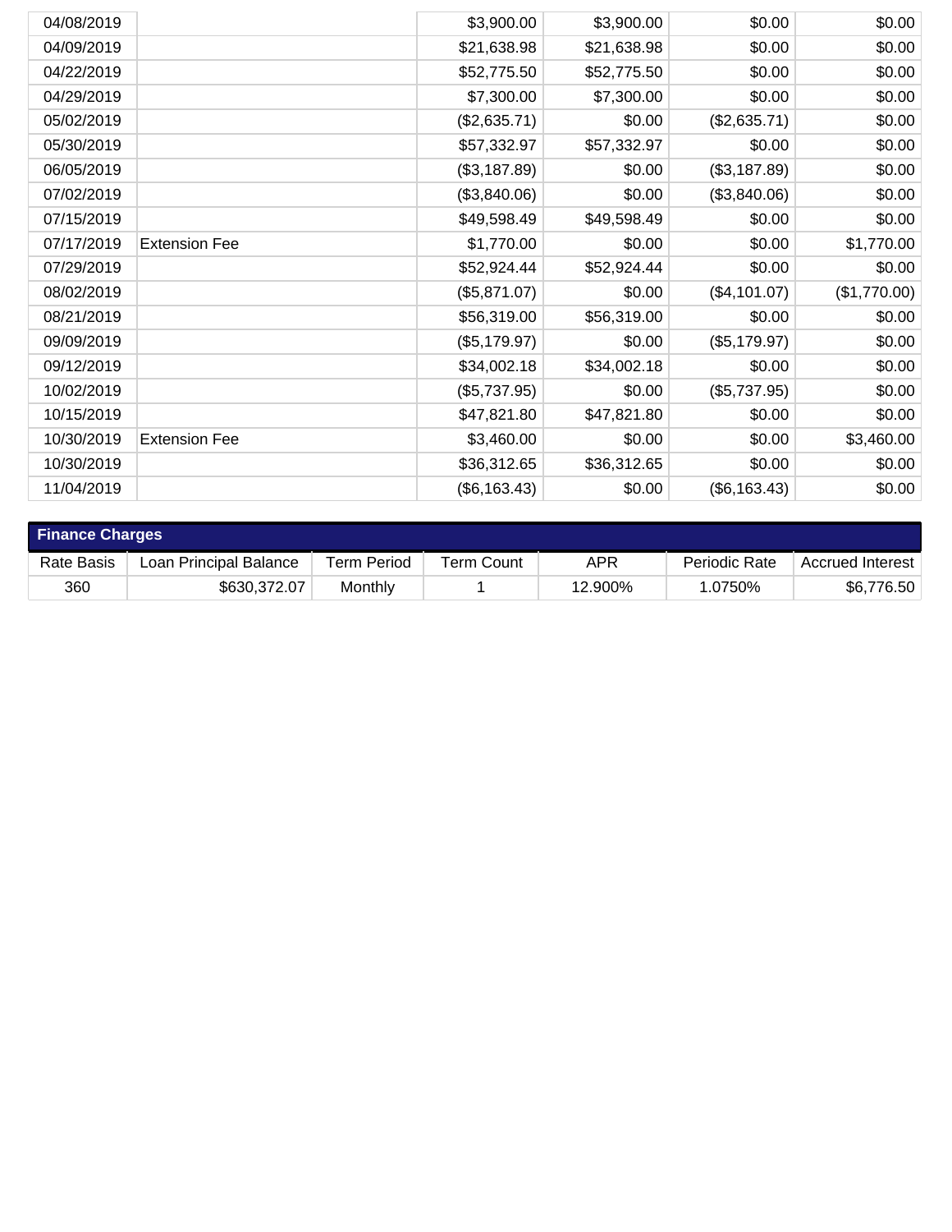| | | | | | |
|---|---|---|---|---|---|
| 04/08/2019 | | $3,900.00 | $3,900.00 | $0.00 | $0.00 |
| 04/09/2019 | | $21,638.98 | $21,638.98 | $0.00 | $0.00 |
| 04/22/2019 | | $52,775.50 | $52,775.50 | $0.00 | $0.00 |
| 04/29/2019 | | $7,300.00 | $7,300.00 | $0.00 | $0.00 |
| 05/02/2019 | | ($2,635.71) | $0.00 | ($2,635.71) | $0.00 |
| 05/30/2019 | | $57,332.97 | $57,332.97 | $0.00 | $0.00 |
| 06/05/2019 | | ($3,187.89) | $0.00 | ($3,187.89) | $0.00 |
| 07/02/2019 | | ($3,840.06) | $0.00 | ($3,840.06) | $0.00 |
| 07/15/2019 | | $49,598.49 | $49,598.49 | $0.00 | $0.00 |
| 07/17/2019 | Extension Fee | $1,770.00 | $0.00 | $0.00 | $1,770.00 |
| 07/29/2019 | | $52,924.44 | $52,924.44 | $0.00 | $0.00 |
| 08/02/2019 | | ($5,871.07) | $0.00 | ($4,101.07) | ($1,770.00) |
| 08/21/2019 | | $56,319.00 | $56,319.00 | $0.00 | $0.00 |
| 09/09/2019 | | ($5,179.97) | $0.00 | ($5,179.97) | $0.00 |
| 09/12/2019 | | $34,002.18 | $34,002.18 | $0.00 | $0.00 |
| 10/02/2019 | | ($5,737.95) | $0.00 | ($5,737.95) | $0.00 |
| 10/15/2019 | | $47,821.80 | $47,821.80 | $0.00 | $0.00 |
| 10/30/2019 | Extension Fee | $3,460.00 | $0.00 | $0.00 | $3,460.00 |
| 10/30/2019 | | $36,312.65 | $36,312.65 | $0.00 | $0.00 |
| 11/04/2019 | | ($6,163.43) | $0.00 | ($6,163.43) | $0.00 |

**Finance Charges**

| Rate Basis | Loan Principal Balance | Term Period | Term Count | APR | Periodic Rate | Accrued Interest |
|---|---|---|---|---|---|---|
| 360 | $630,372.07 | Monthly | 1 | 12.900% | 1.0750% | $6,776.50 |